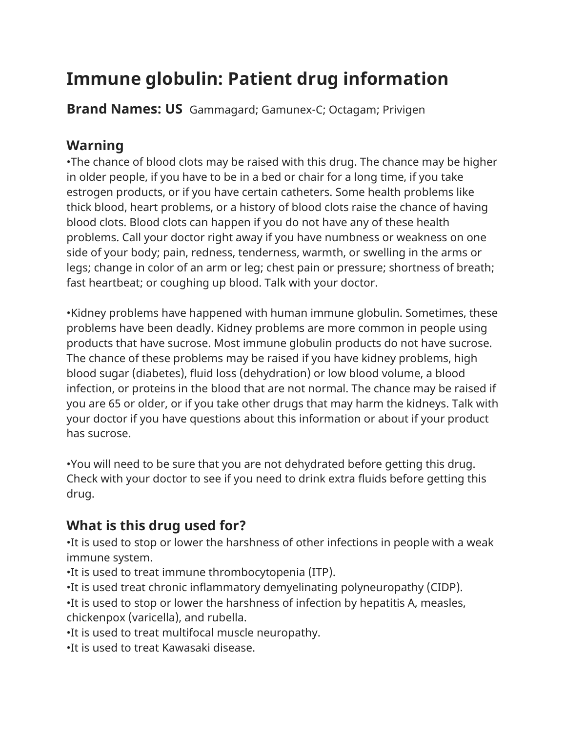# Immune globulin: Patient drug information

**Brand Names: US** Gammagard; Gamunex-C; Octagam; Privigen

## Warning

•The chance of blood clots may be raised with this drug. The chance may be higher in older people, if you have to be in a bed or chair for a long time, if you take estrogen products, or if you have certain catheters. Some health problems like thick blood, heart problems, or a history of blood clots raise the chance of having blood clots. Blood clots can happen if you do not have any of these health problems. Call your doctor right away if you have numbness or weakness on one side of your body; pain, redness, tenderness, warmth, or swelling in the arms or legs; change in color of an arm or leg; chest pain or pressure; shortness of breath; fast heartbeat; or coughing up blood. Talk with your doctor.

•Kidney problems have happened with human immune globulin. Sometimes, these problems have been deadly. Kidney problems are more common in people using products that have sucrose. Most immune globulin products do not have sucrose. The chance of these problems may be raised if you have kidney problems, high blood sugar (diabetes), fluid loss (dehydration) or low blood volume, a blood infection, or proteins in the blood that are not normal. The chance may be raised if you are 65 or older, or if you take other drugs that may harm the kidneys. Talk with your doctor if you have questions about this information or about if your product has sucrose.

•You will need to be sure that you are not dehydrated before getting this drug. Check with your doctor to see if you need to drink extra fluids before getting this drug.

## What is this drug used for?

•It is used to stop or lower the harshness of other infections in people with a weak immune system.
•It is used to treat immune thrombocytopenia (ITP).
•It is used treat chronic inflammatory demyelinating polyneuropathy (CIDP).
•It is used to stop or lower the harshness of infection by hepatitis A, measles, chickenpox (varicella), and rubella.
•It is used to treat multifocal muscle neuropathy.
•It is used to treat Kawasaki disease.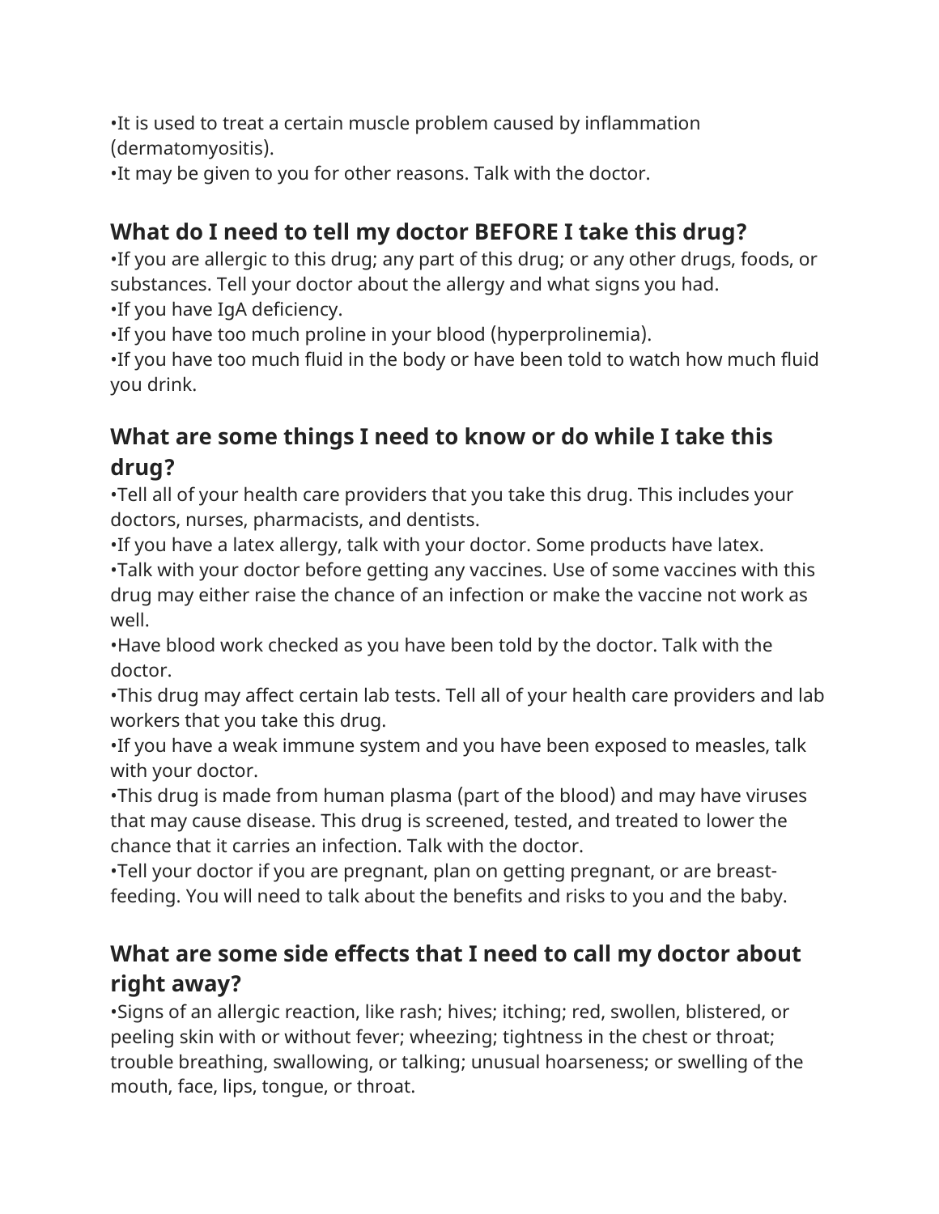•It is used to treat a certain muscle problem caused by inflammation (dermatomyositis).
•It may be given to you for other reasons. Talk with the doctor.

## What do I need to tell my doctor BEFORE I take this drug?

•If you are allergic to this drug; any part of this drug; or any other drugs, foods, or substances. Tell your doctor about the allergy and what signs you had.
•If you have IgA deficiency.
•If you have too much proline in your blood (hyperprolinemia).
•If you have too much fluid in the body or have been told to watch how much fluid you drink.

## What are some things I need to know or do while I take this drug?

•Tell all of your health care providers that you take this drug. This includes your doctors, nurses, pharmacists, and dentists.
•If you have a latex allergy, talk with your doctor. Some products have latex.
•Talk with your doctor before getting any vaccines. Use of some vaccines with this drug may either raise the chance of an infection or make the vaccine not work as well.
•Have blood work checked as you have been told by the doctor. Talk with the doctor.
•This drug may affect certain lab tests. Tell all of your health care providers and lab workers that you take this drug.
•If you have a weak immune system and you have been exposed to measles, talk with your doctor.
•This drug is made from human plasma (part of the blood) and may have viruses that may cause disease. This drug is screened, tested, and treated to lower the chance that it carries an infection. Talk with the doctor.
•Tell your doctor if you are pregnant, plan on getting pregnant, or are breast-feeding. You will need to talk about the benefits and risks to you and the baby.

## What are some side effects that I need to call my doctor about right away?

•Signs of an allergic reaction, like rash; hives; itching; red, swollen, blistered, or peeling skin with or without fever; wheezing; tightness in the chest or throat; trouble breathing, swallowing, or talking; unusual hoarseness; or swelling of the mouth, face, lips, tongue, or throat.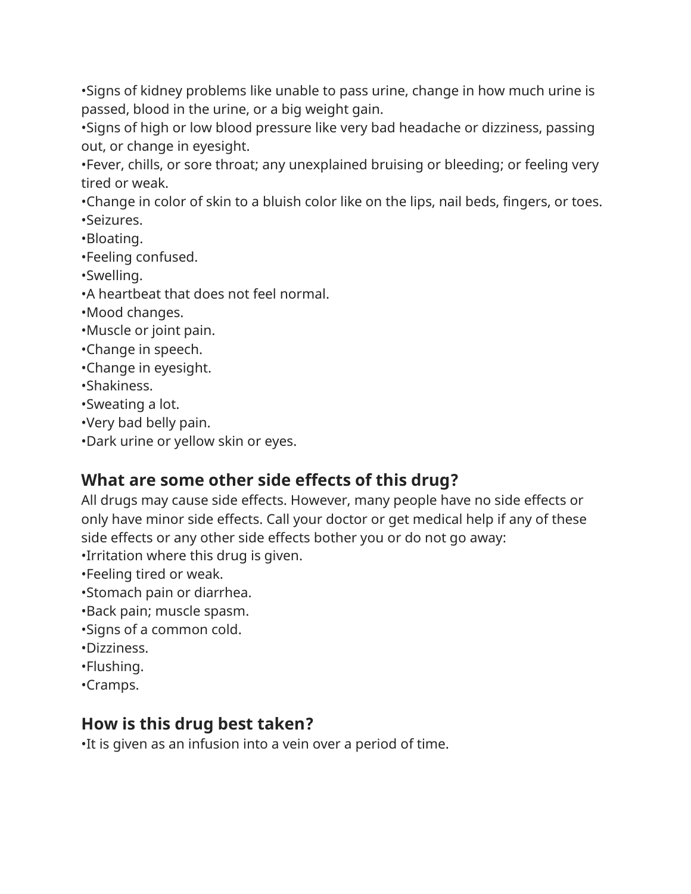•Signs of kidney problems like unable to pass urine, change in how much urine is passed, blood in the urine, or a big weight gain.
•Signs of high or low blood pressure like very bad headache or dizziness, passing out, or change in eyesight.
•Fever, chills, or sore throat; any unexplained bruising or bleeding; or feeling very tired or weak.
•Change in color of skin to a bluish color like on the lips, nail beds, fingers, or toes.
•Seizures.
•Bloating.
•Feeling confused.
•Swelling.
•A heartbeat that does not feel normal.
•Mood changes.
•Muscle or joint pain.
•Change in speech.
•Change in eyesight.
•Shakiness.
•Sweating a lot.
•Very bad belly pain.
•Dark urine or yellow skin or eyes.

## What are some other side effects of this drug?

All drugs may cause side effects. However, many people have no side effects or only have minor side effects. Call your doctor or get medical help if any of these side effects or any other side effects bother you or do not go away:
•Irritation where this drug is given.
•Feeling tired or weak.
•Stomach pain or diarrhea.
•Back pain; muscle spasm.
•Signs of a common cold.
•Dizziness.
•Flushing.
•Cramps.

## How is this drug best taken?

•It is given as an infusion into a vein over a period of time.